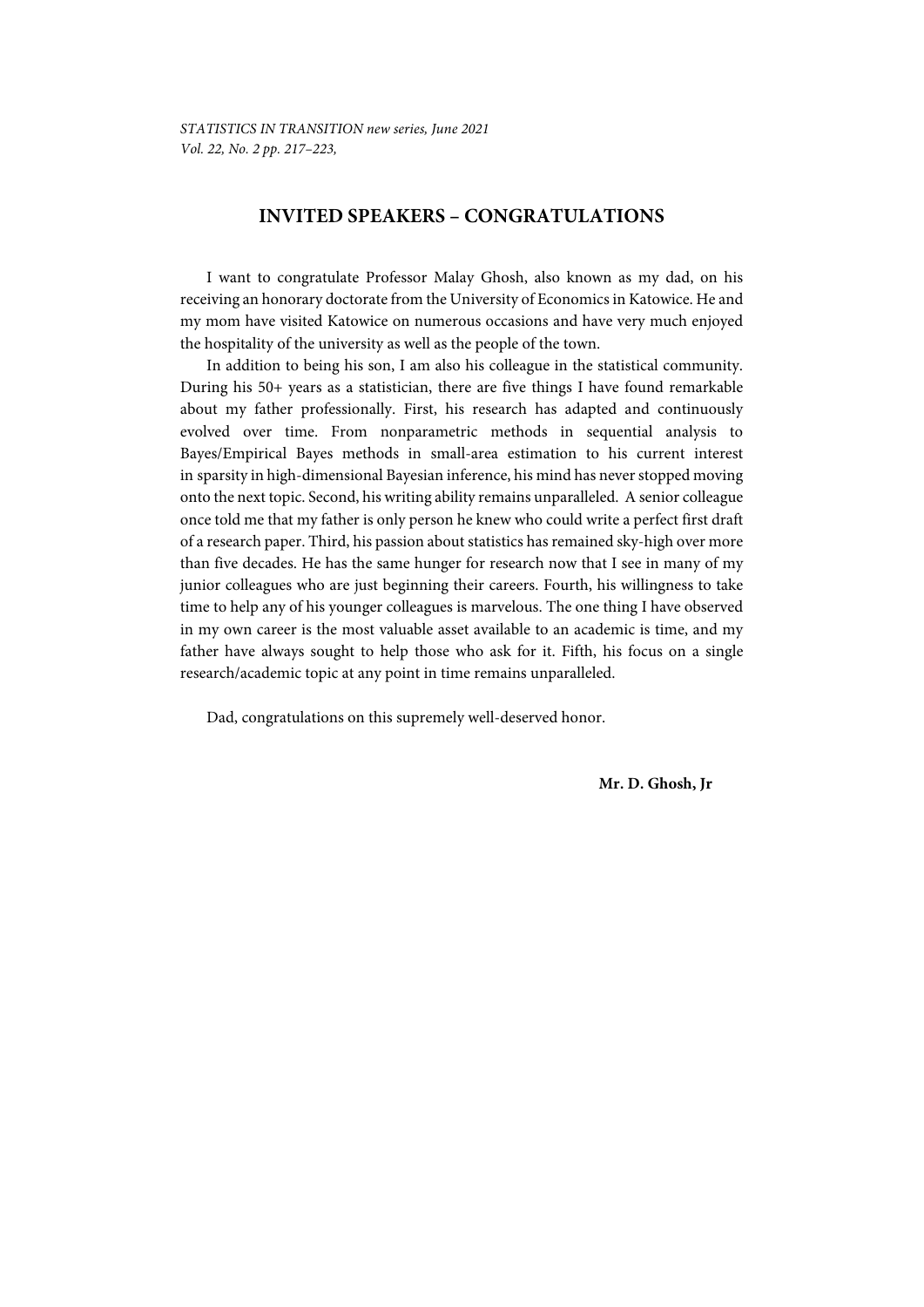# INVITED SPEAKERS – CONGRATULATIONS

I want to congratulate Professor Malay Ghosh, also known as my dad, on his receiving an honorary doctorate from the University of Economics in Katowice. He and my mom have visited Katowice on numerous occasions and have very much enjoyed the hospitality of the university as well as the people of the town.

In addition to being his son, I am also his colleague in the statistical community. During his 50+ years as a statistician, there are five things I have found remarkable about my father professionally. First, his research has adapted and continuously evolved over time. From nonparametric methods in sequential analysis to Bayes/Empirical Bayes methods in small-area estimation to his current interest in sparsity in high-dimensional Bayesian inference, his mind has never stopped moving onto the next topic. Second, his writing ability remains unparalleled. A senior colleague once told me that my father is only person he knew who could write a perfect first draft of a research paper. Third, his passion about statistics has remained sky-high over more than five decades. He has the same hunger for research now that I see in many of my junior colleagues who are just beginning their careers. Fourth, his willingness to take time to help any of his younger colleagues is marvelous. The one thing I have observed in my own career is the most valuable asset available to an academic is time, and my father have always sought to help those who ask for it. Fifth, his focus on a single research/academic topic at any point in time remains unparalleled.

Dad, congratulations on this supremely well-deserved honor.

**Mr. D. Ghosh, Jr**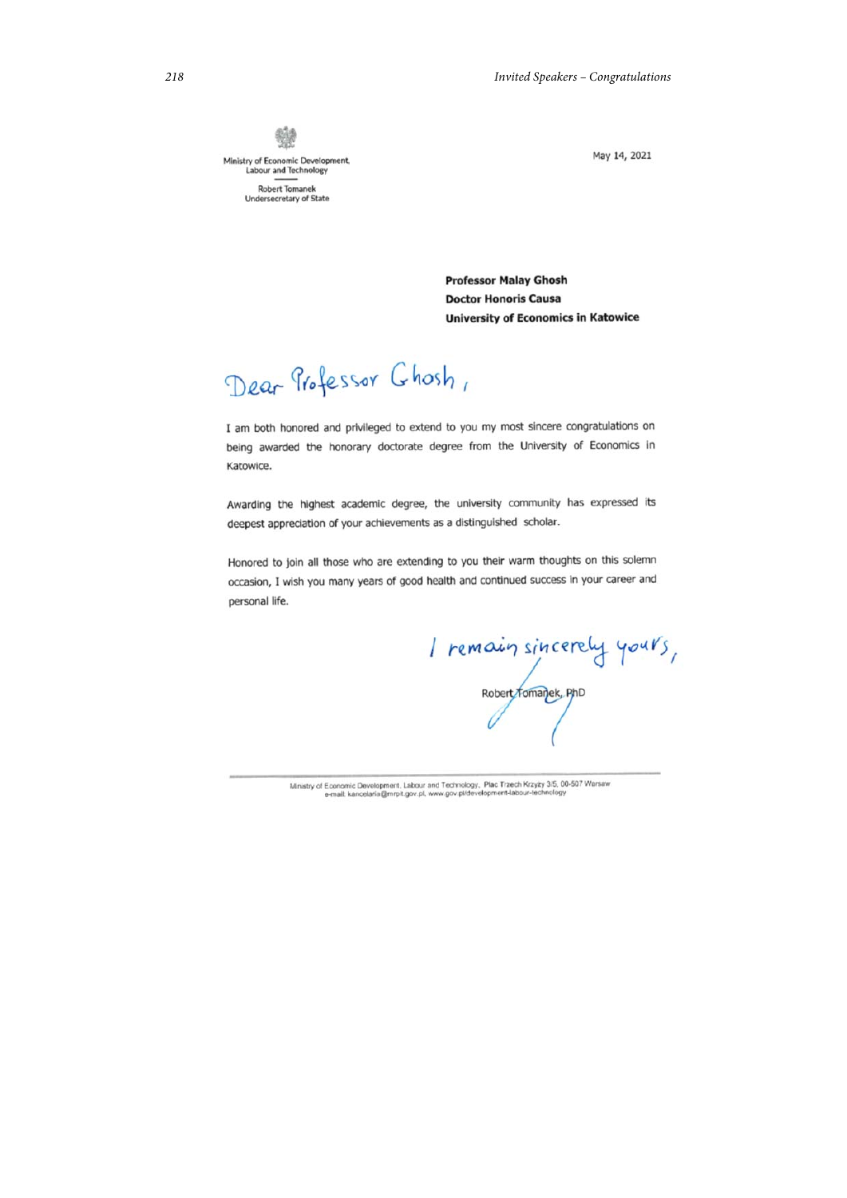Ministry of Economic Development, Labour and Technology

Robert Tomanek
Undersecretary of State

May 14, 2021

**Professor Malay Ghosh**
**Doctor Honoris Causa**
**University of Economics in Katowice**

Dear Professor Ghosh,

I am both honored and privileged to extend to you my most sincere congratulations on being awarded the honorary doctorate degree from the University of Economics in Katowice.

Awarding the highest academic degree, the university community has expressed its deepest appreciation of your achievements as a distinguished scholar.

Honored to join all those who are extending to you their warm thoughts on this solemn occasion, I wish you many years of good health and continued success in your career and personal life.

I remain sincerely yours,

Robert Tomanek, PhD

Ministry of Economic Development, Labour and Technology, Plac Trzech Krzyży 3/5, 00-507 Warsaw
e-mail: kancelaria@mrpit.gov.pl, www.gov.pl/development-labour-technology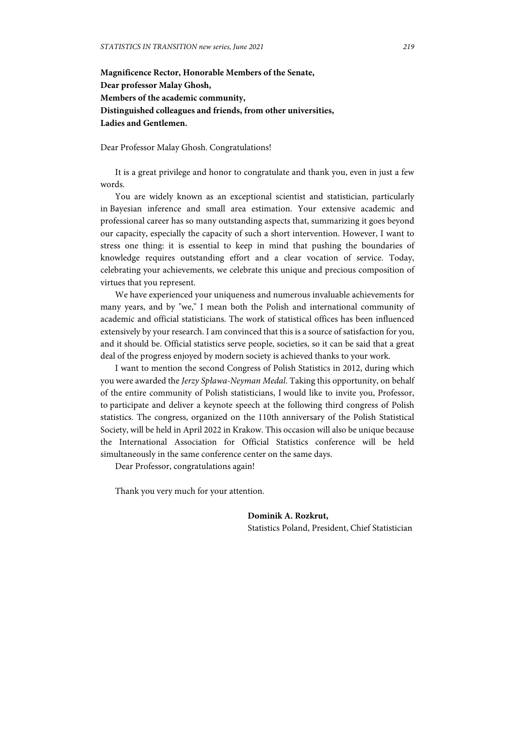**Magnificence Rector, Honorable Members of the Senate,**
**Dear professor Malay Ghosh,**
**Members of the academic community,**
**Distinguished colleagues and friends, from other universities,**
**Ladies and Gentlemen.**

Dear Professor Malay Ghosh. Congratulations!

It is a great privilege and honor to congratulate and thank you, even in just a few words.

You are widely known as an exceptional scientist and statistician, particularly in Bayesian inference and small area estimation. Your extensive academic and professional career has so many outstanding aspects that, summarizing it goes beyond our capacity, especially the capacity of such a short intervention. However, I want to stress one thing: it is essential to keep in mind that pushing the boundaries of knowledge requires outstanding effort and a clear vocation of service. Today, celebrating your achievements, we celebrate this unique and precious composition of virtues that you represent.

We have experienced your uniqueness and numerous invaluable achievements for many years, and by "we," I mean both the Polish and international community of academic and official statisticians. The work of statistical offices has been influenced extensively by your research. I am convinced that this is a source of satisfaction for you, and it should be. Official statistics serve people, societies, so it can be said that a great deal of the progress enjoyed by modern society is achieved thanks to your work.

I want to mention the second Congress of Polish Statistics in 2012, during which you were awarded the *Jerzy Spława-Neyman Medal*. Taking this opportunity, on behalf of the entire community of Polish statisticians, I would like to invite you, Professor, to participate and deliver a keynote speech at the following third congress of Polish statistics. The congress, organized on the 110th anniversary of the Polish Statistical Society, will be held in April 2022 in Krakow. This occasion will also be unique because the International Association for Official Statistics conference will be held simultaneously in the same conference center on the same days.

Dear Professor, congratulations again!

Thank you very much for your attention.

**Dominik A. Rozkrut,**
Statistics Poland, President, Chief Statistician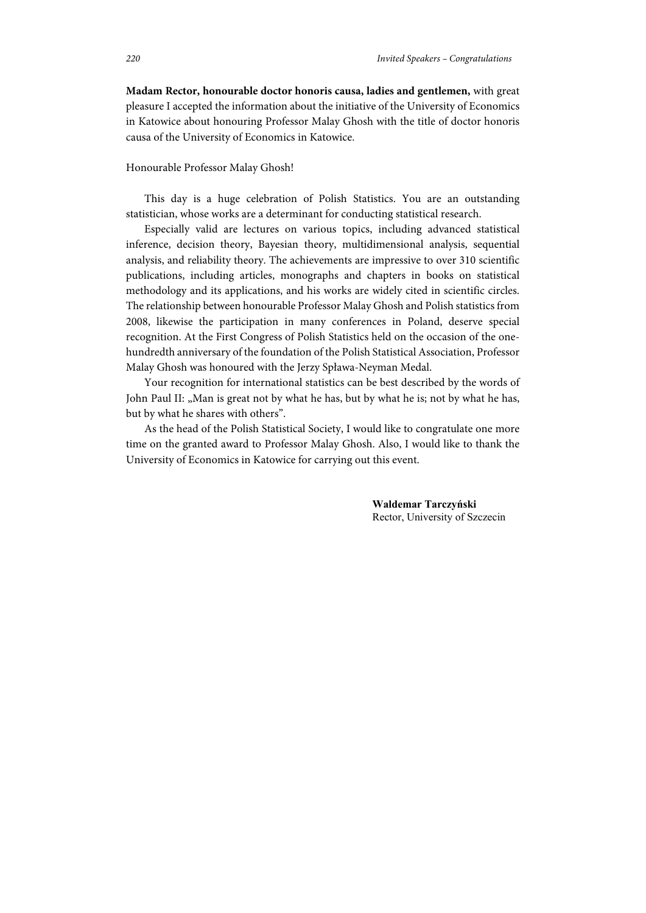**Madam Rector, honourable doctor honoris causa, ladies and gentlemen,** with great pleasure I accepted the information about the initiative of the University of Economics in Katowice about honouring Professor Malay Ghosh with the title of doctor honoris causa of the University of Economics in Katowice.

Honourable Professor Malay Ghosh!

This day is a huge celebration of Polish Statistics. You are an outstanding statistician, whose works are a determinant for conducting statistical research.

Especially valid are lectures on various topics, including advanced statistical inference, decision theory, Bayesian theory, multidimensional analysis, sequential analysis, and reliability theory. The achievements are impressive to over 310 scientific publications, including articles, monographs and chapters in books on statistical methodology and its applications, and his works are widely cited in scientific circles. The relationship between honourable Professor Malay Ghosh and Polish statistics from 2008, likewise the participation in many conferences in Poland, deserve special recognition. At the First Congress of Polish Statistics held on the occasion of the one-hundredth anniversary of the foundation of the Polish Statistical Association, Professor Malay Ghosh was honoured with the Jerzy Spława-Neyman Medal.

Your recognition for international statistics can be best described by the words of John Paul II: „Man is great not by what he has, but by what he is; not by what he has, but by what he shares with others".

As the head of the Polish Statistical Society, I would like to congratulate one more time on the granted award to Professor Malay Ghosh. Also, I would like to thank the University of Economics in Katowice for carrying out this event.

**Waldemar Tarczyński**
Rector, University of Szczecin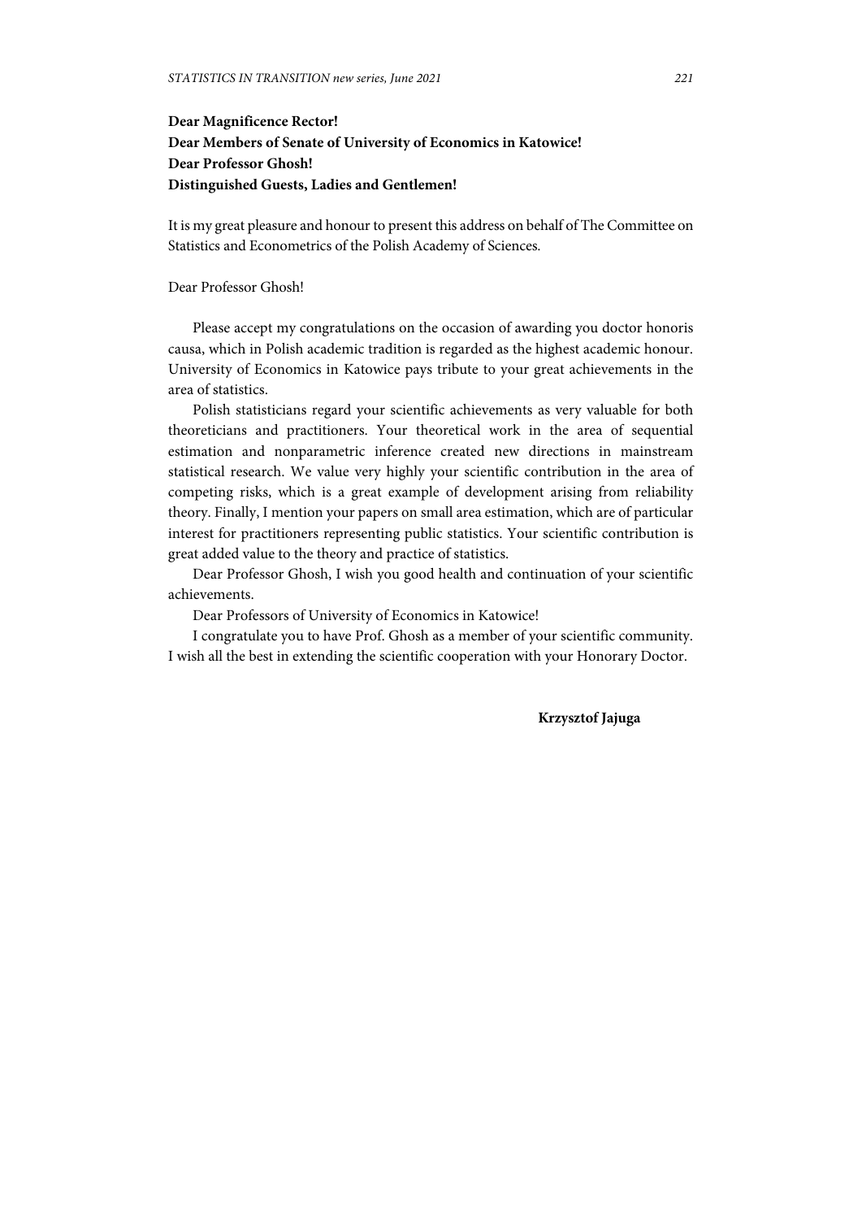**Dear Magnificence Rector!**
**Dear Members of Senate of University of Economics in Katowice!**
**Dear Professor Ghosh!**
**Distinguished Guests, Ladies and Gentlemen!**

It is my great pleasure and honour to present this address on behalf of The Committee on Statistics and Econometrics of the Polish Academy of Sciences.

Dear Professor Ghosh!

Please accept my congratulations on the occasion of awarding you doctor honoris causa, which in Polish academic tradition is regarded as the highest academic honour. University of Economics in Katowice pays tribute to your great achievements in the area of statistics.

Polish statisticians regard your scientific achievements as very valuable for both theoreticians and practitioners. Your theoretical work in the area of sequential estimation and nonparametric inference created new directions in mainstream statistical research. We value very highly your scientific contribution in the area of competing risks, which is a great example of development arising from reliability theory. Finally, I mention your papers on small area estimation, which are of particular interest for practitioners representing public statistics. Your scientific contribution is great added value to the theory and practice of statistics.

Dear Professor Ghosh, I wish you good health and continuation of your scientific achievements.

Dear Professors of University of Economics in Katowice!

I congratulate you to have Prof. Ghosh as a member of your scientific community. I wish all the best in extending the scientific cooperation with your Honorary Doctor.

**Krzysztof Jajuga**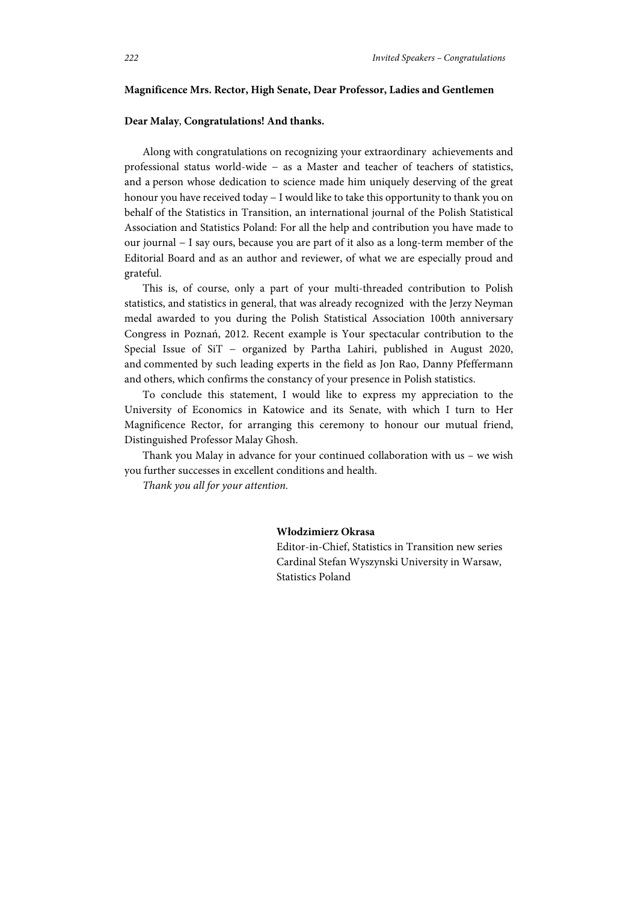**Magnificence Mrs. Rector, High Senate, Dear Professor, Ladies and Gentlemen**

**Dear Malay**, **Congratulations! And thanks.**

Along with congratulations on recognizing your extraordinary achievements and professional status world-wide – as a Master and teacher of teachers of statistics, and a person whose dedication to science made him uniquely deserving of the great honour you have received today – I would like to take this opportunity to thank you on behalf of the Statistics in Transition, an international journal of the Polish Statistical Association and Statistics Poland: For all the help and contribution you have made to our journal – I say ours, because you are part of it also as a long-term member of the Editorial Board and as an author and reviewer, of what we are especially proud and grateful.

This is, of course, only a part of your multi-threaded contribution to Polish statistics, and statistics in general, that was already recognized with the Jerzy Neyman medal awarded to you during the Polish Statistical Association 100th anniversary Congress in Poznań, 2012. Recent example is Your spectacular contribution to the Special Issue of SiT – organized by Partha Lahiri, published in August 2020, and commented by such leading experts in the field as Jon Rao, Danny Pfeffermann and others, which confirms the constancy of your presence in Polish statistics.

To conclude this statement, I would like to express my appreciation to the University of Economics in Katowice and its Senate, with which I turn to Her Magnificence Rector, for arranging this ceremony to honour our mutual friend, Distinguished Professor Malay Ghosh.

Thank you Malay in advance for your continued collaboration with us – we wish you further successes in excellent conditions and health.

*Thank you all for your attention.*

**Włodzimierz Okrasa**
Editor-in-Chief, Statistics in Transition new series
Cardinal Stefan Wyszynski University in Warsaw,
Statistics Poland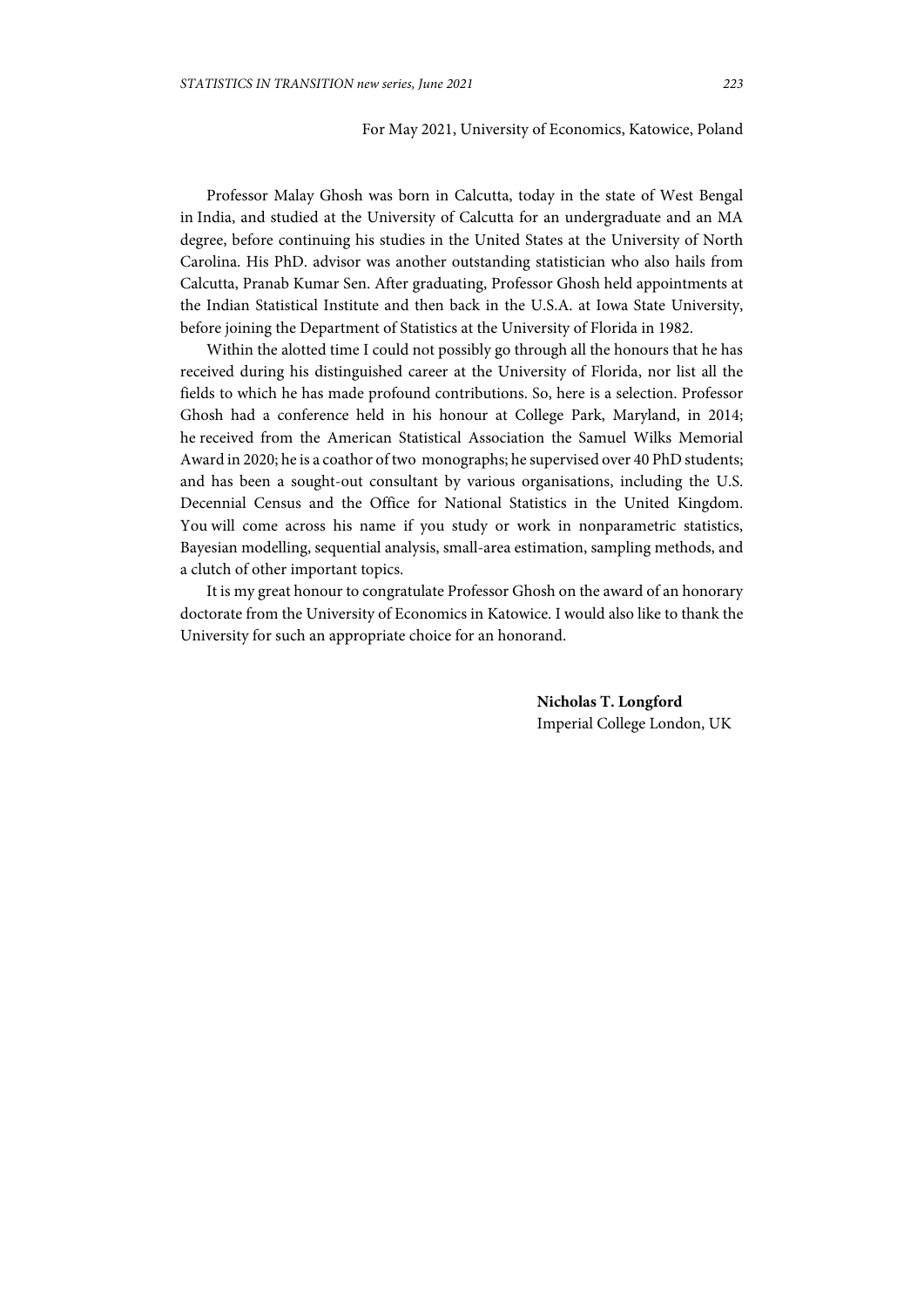For May 2021, University of Economics, Katowice, Poland

Professor Malay Ghosh was born in Calcutta, today in the state of West Bengal in India, and studied at the University of Calcutta for an undergraduate and an MA degree, before continuing his studies in the United States at the University of North Carolina. His PhD. advisor was another outstanding statistician who also hails from Calcutta, Pranab Kumar Sen. After graduating, Professor Ghosh held appointments at the Indian Statistical Institute and then back in the U.S.A. at Iowa State University, before joining the Department of Statistics at the University of Florida in 1982.

Within the alotted time I could not possibly go through all the honours that he has received during his distinguished career at the University of Florida, nor list all the fields to which he has made profound contributions. So, here is a selection. Professor Ghosh had a conference held in his honour at College Park, Maryland, in 2014; he received from the American Statistical Association the Samuel Wilks Memorial Award in 2020; he is a coathor of two monographs; he supervised over 40 PhD students; and has been a sought-out consultant by various organisations, including the U.S. Decennial Census and the Office for National Statistics in the United Kingdom. You will come across his name if you study or work in nonparametric statistics, Bayesian modelling, sequential analysis, small-area estimation, sampling methods, and a clutch of other important topics.

It is my great honour to congratulate Professor Ghosh on the award of an honorary doctorate from the University of Economics in Katowice. I would also like to thank the University for such an appropriate choice for an honorand.

**Nicholas T. Longford**
Imperial College London, UK